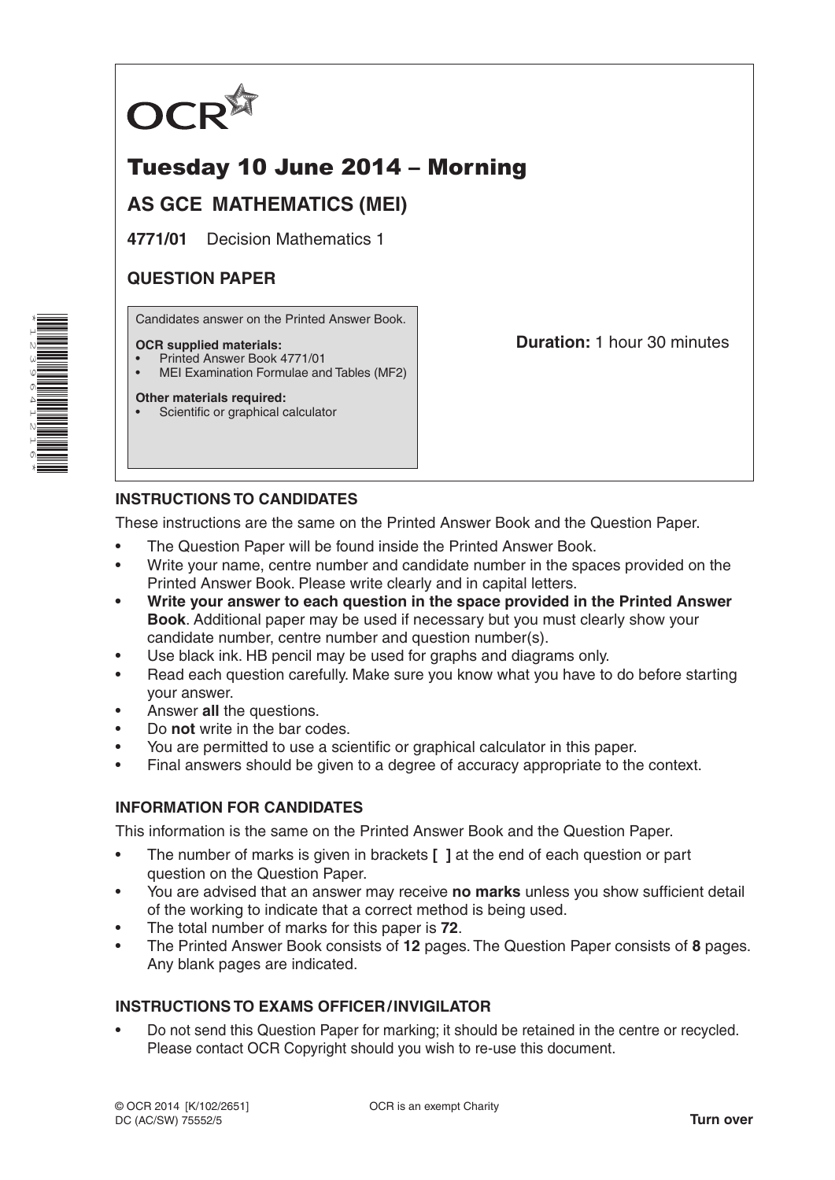OCR

# Tuesday 10 June 2014 – Morning

## AS GCE MATHEMATICS (MEI)

**4771/01** Decision Mathematics 1

## QUESTION PAPER

Candidates answer on the Printed Answer Book.

**OCR supplied materials:**
- Printed Answer Book 4771/01
- MEI Examination Formulae and Tables (MF2)

**Other materials required:**
- Scientific or graphical calculator

**Duration:** 1 hour 30 minutes

### INSTRUCTIONS TO CANDIDATES

These instructions are the same on the Printed Answer Book and the Question Paper.

- The Question Paper will be found inside the Printed Answer Book.
- Write your name, centre number and candidate number in the spaces provided on the Printed Answer Book. Please write clearly and in capital letters.
- **Write your answer to each question in the space provided in the Printed Answer Book**. Additional paper may be used if necessary but you must clearly show your candidate number, centre number and question number(s).
- Use black ink. HB pencil may be used for graphs and diagrams only.
- Read each question carefully. Make sure you know what you have to do before starting your answer.
- Answer **all** the questions.
- Do **not** write in the bar codes.
- You are permitted to use a scientific or graphical calculator in this paper.
- Final answers should be given to a degree of accuracy appropriate to the context.

### INFORMATION FOR CANDIDATES

This information is the same on the Printed Answer Book and the Question Paper.

- The number of marks is given in brackets **[ ]** at the end of each question or part question on the Question Paper.
- You are advised that an answer may receive **no marks** unless you show sufficient detail of the working to indicate that a correct method is being used.
- The total number of marks for this paper is **72**.
- The Printed Answer Book consists of **12** pages. The Question Paper consists of **8** pages. Any blank pages are indicated.

### INSTRUCTIONS TO EXAMS OFFICER / INVIGILATOR

- Do not send this Question Paper for marking; it should be retained in the centre or recycled. Please contact OCR Copyright should you wish to re-use this document.

© OCR 2014 [K/102/2651]
DC (AC/SW) 75552/5

OCR is an exempt Charity

**Turn over**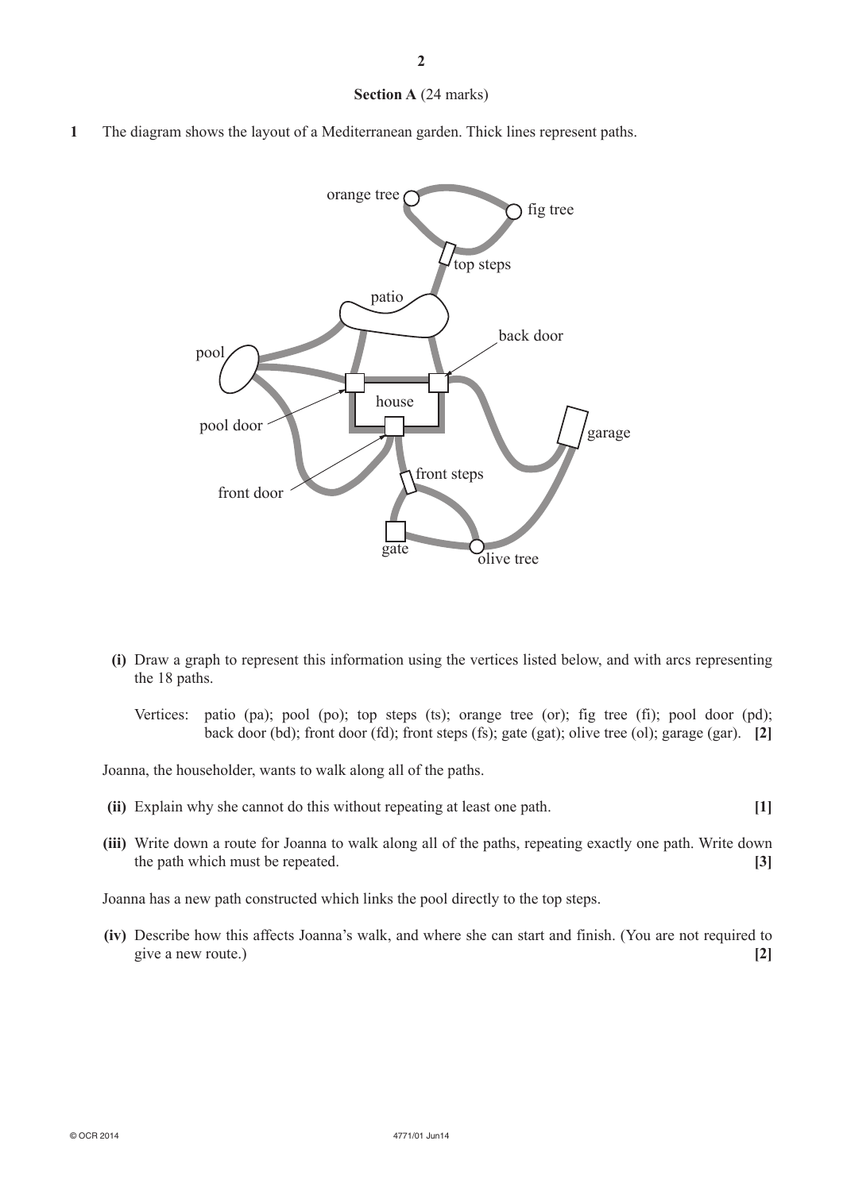## Section A (24 marks)

**1** The diagram shows the layout of a Mediterranean garden. Thick lines represent paths.

**(i)** Draw a graph to represent this information using the vertices listed below, and with arcs representing the 18 paths.

Vertices: patio (pa); pool (po); top steps (ts); orange tree (or); fig tree (fi); pool door (pd); back door (bd); front door (fd); front steps (fs); gate (gat); olive tree (ol); garage (gar). **[2]**

Joanna, the householder, wants to walk along all of the paths.

**(ii)** Explain why she cannot do this without repeating at least one path. **[1]**

**(iii)** Write down a route for Joanna to walk along all of the paths, repeating exactly one path. Write down the path which must be repeated. **[3]**

Joanna has a new path constructed which links the pool directly to the top steps.

**(iv)** Describe how this affects Joanna's walk, and where she can start and finish. (You are not required to give a new route.) **[2]**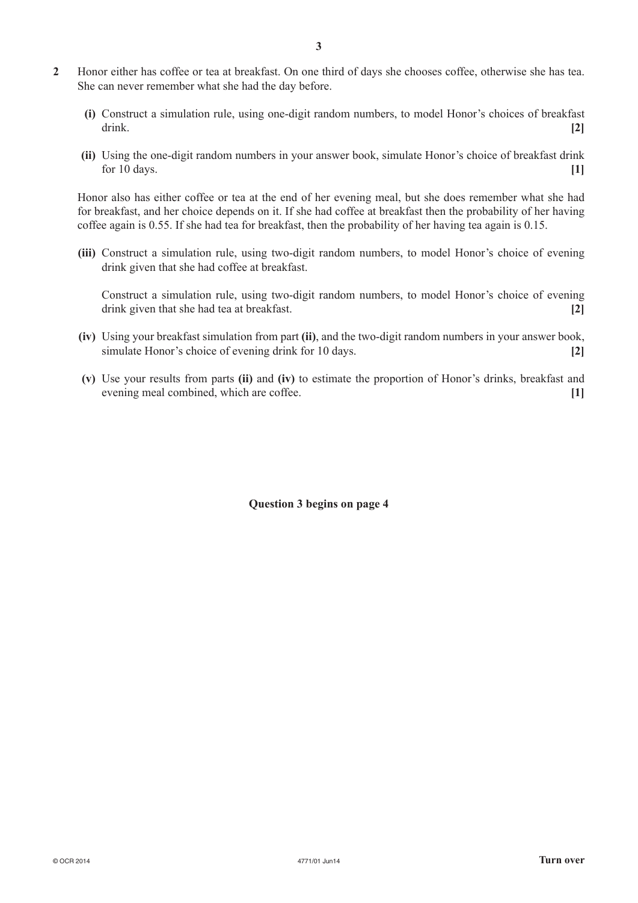**2** Honor either has coffee or tea at breakfast. On one third of days she chooses coffee, otherwise she has tea. She can never remember what she had the day before.

**(i)** Construct a simulation rule, using one-digit random numbers, to model Honor's choices of breakfast drink. **[2]**

**(ii)** Using the one-digit random numbers in your answer book, simulate Honor's choice of breakfast drink for 10 days. **[1]**

Honor also has either coffee or tea at the end of her evening meal, but she does remember what she had for breakfast, and her choice depends on it. If she had coffee at breakfast then the probability of her having coffee again is 0.55. If she had tea for breakfast, then the probability of her having tea again is 0.15.

**(iii)** Construct a simulation rule, using two-digit random numbers, to model Honor's choice of evening drink given that she had coffee at breakfast.

Construct a simulation rule, using two-digit random numbers, to model Honor's choice of evening drink given that she had tea at breakfast. **[2]**

**(iv)** Using your breakfast simulation from part **(ii)**, and the two-digit random numbers in your answer book, simulate Honor's choice of evening drink for 10 days. **[2]**

**(v)** Use your results from parts **(ii)** and **(iv)** to estimate the proportion of Honor's drinks, breakfast and evening meal combined, which are coffee. **[1]**

**Question 3 begins on page 4**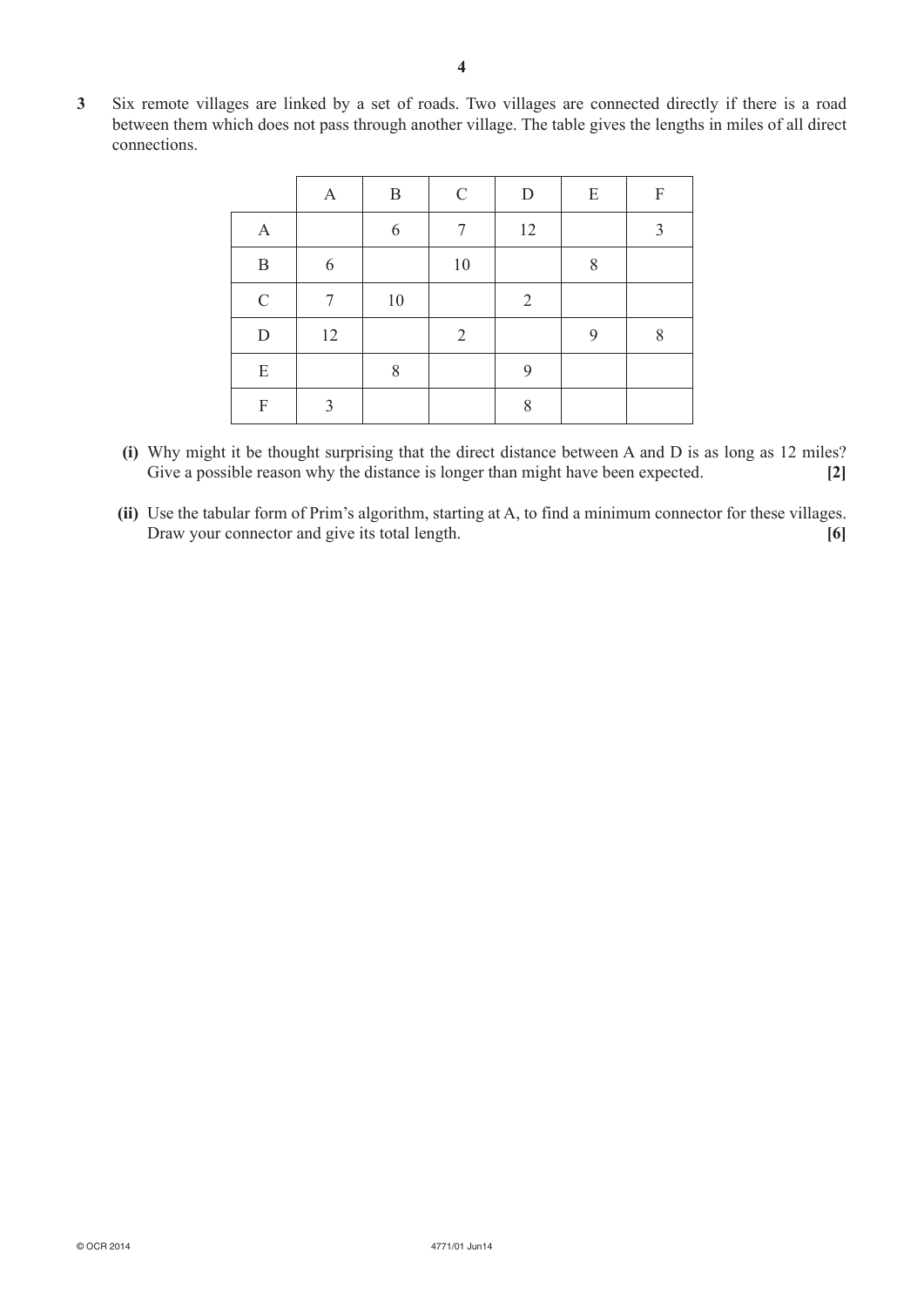**3** Six remote villages are linked by a set of roads. Two villages are connected directly if there is a road between them which does not pass through another village. The table gives the lengths in miles of all direct connections.

| | A | B | C | D | E | F |
|---|---|---|---|---|---|---|
| A | | 6 | 7 | 12 | | 3 |
| B | 6 | | 10 | | 8 | |
| C | 7 | 10 | | 2 | | |
| D | 12 | | 2 | | 9 | 8 |
| E | | 8 | | 9 | | |
| F | 3 | | | 8 | | |

**(i)** Why might it be thought surprising that the direct distance between A and D is as long as 12 miles? Give a possible reason why the distance is longer than might have been expected. **[2]**

**(ii)** Use the tabular form of Prim's algorithm, starting at A, to find a minimum connector for these villages. Draw your connector and give its total length. **[6]**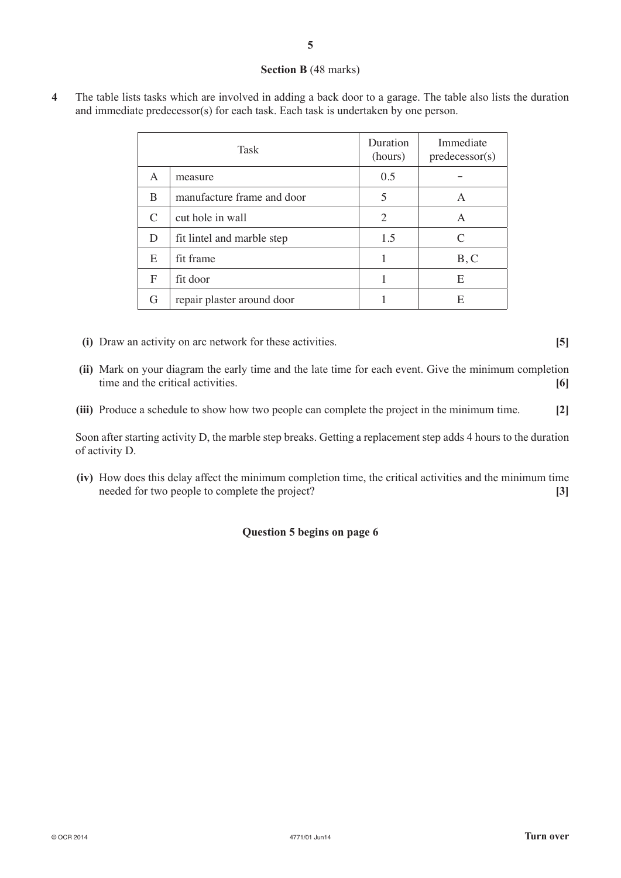## Section B (48 marks)

**4** The table lists tasks which are involved in adding a back door to a garage. The table also lists the duration and immediate predecessor(s) for each task. Each task is undertaken by one person.

| Task | | Duration (hours) | Immediate predecessor(s) |
|---|---|---|---|
| A | measure | 0.5 | – |
| B | manufacture frame and door | 5 | A |
| C | cut hole in wall | 2 | A |
| D | fit lintel and marble step | 1.5 | C |
| E | fit frame | 1 | B, C |
| F | fit door | 1 | E |
| G | repair plaster around door | 1 | E |

**(i)** Draw an activity on arc network for these activities. **[5]**

**(ii)** Mark on your diagram the early time and the late time for each event. Give the minimum completion time and the critical activities. **[6]**

**(iii)** Produce a schedule to show how two people can complete the project in the minimum time. **[2]**

Soon after starting activity D, the marble step breaks. Getting a replacement step adds 4 hours to the duration of activity D.

**(iv)** How does this delay affect the minimum completion time, the critical activities and the minimum time needed for two people to complete the project? **[3]**

**Question 5 begins on page 6**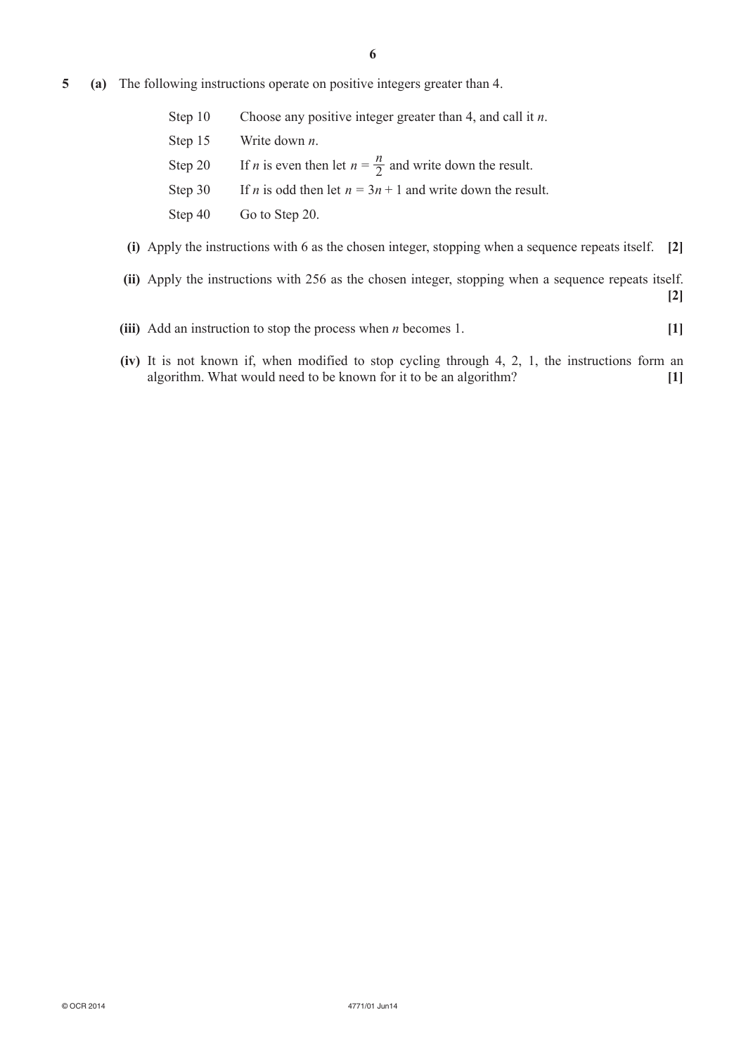5 **(a)** The following instructions operate on positive integers greater than 4.

| | |
|---|---|
| Step 10 | Choose any positive integer greater than 4, and call it $n$. |
| Step 15 | Write down $n$. |
| Step 20 | If $n$ is even then let $n = \frac{n}{2}$ and write down the result. |
| Step 30 | If $n$ is odd then let $n = 3n + 1$ and write down the result. |
| Step 40 | Go to Step 20. |

**(i)** Apply the instructions with 6 as the chosen integer, stopping when a sequence repeats itself. **[2]**

**(ii)** Apply the instructions with 256 as the chosen integer, stopping when a sequence repeats itself. **[2]**

**(iii)** Add an instruction to stop the process when $n$ becomes 1. **[1]**

**(iv)** It is not known if, when modified to stop cycling through 4, 2, 1, the instructions form an algorithm. What would need to be known for it to be an algorithm? **[1]**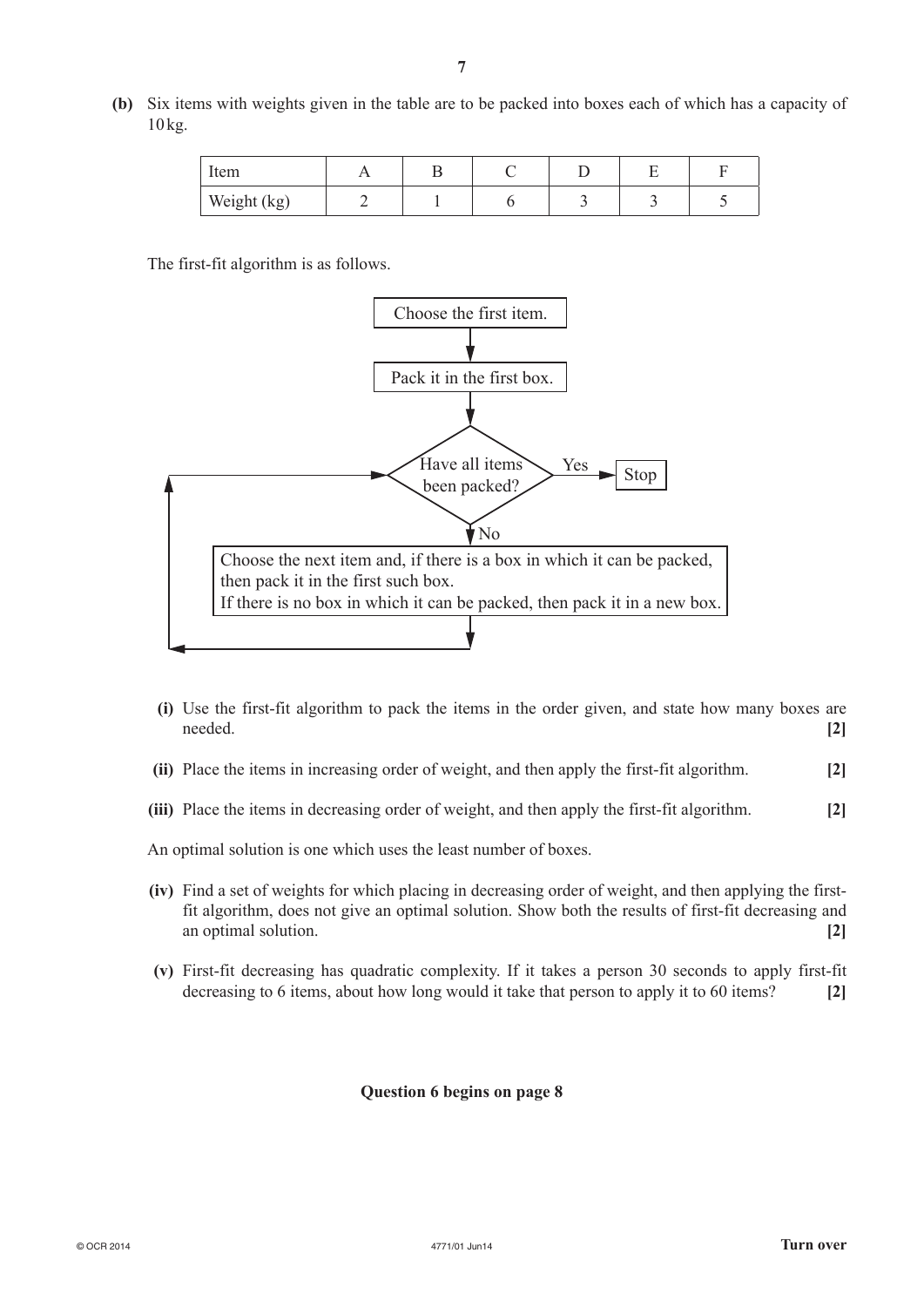**(b)** Six items with weights given in the table are to be packed into boxes each of which has a capacity of 10 kg.

| Item | A | B | C | D | E | F |
|---|---|---|---|---|---|---|
| Weight (kg) | 2 | 1 | 6 | 3 | 3 | 5 |

The first-fit algorithm is as follows.

```
Choose the first item.
        ↓
Pack it in the first box.
        ↓
Have all items been packed? --Yes--> Stop
        ↓ No
Choose the next item and, if there is a box in which it can be packed,
then pack it in the first such box.
If there is no box in which it can be packed, then pack it in a new box.
        ↓
(return to "Have all items been packed?")
```

**(i)** Use the first-fit algorithm to pack the items in the order given, and state how many boxes are needed. **[2]**

**(ii)** Place the items in increasing order of weight, and then apply the first-fit algorithm. **[2]**

**(iii)** Place the items in decreasing order of weight, and then apply the first-fit algorithm. **[2]**

An optimal solution is one which uses the least number of boxes.

**(iv)** Find a set of weights for which placing in decreasing order of weight, and then applying the first-fit algorithm, does not give an optimal solution. Show both the results of first-fit decreasing and an optimal solution. **[2]**

**(v)** First-fit decreasing has quadratic complexity. If it takes a person 30 seconds to apply first-fit decreasing to 6 items, about how long would it take that person to apply it to 60 items? **[2]**

**Question 6 begins on page 8**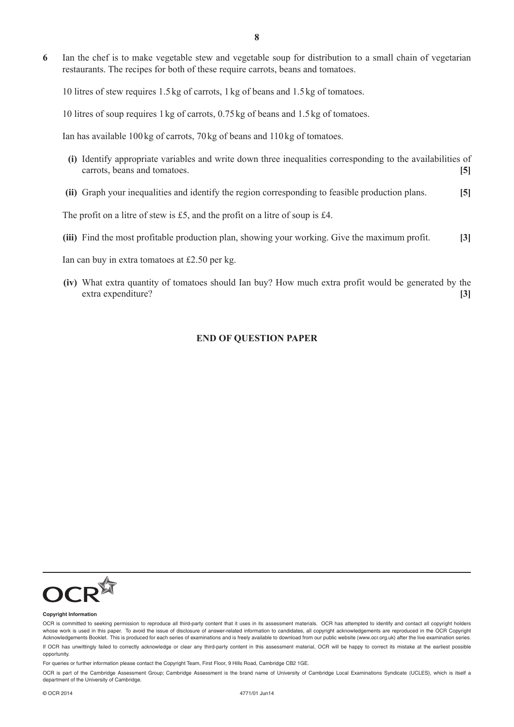**6** Ian the chef is to make vegetable stew and vegetable soup for distribution to a small chain of vegetarian restaurants. The recipes for both of these require carrots, beans and tomatoes.

10 litres of stew requires 1.5 kg of carrots, 1 kg of beans and 1.5 kg of tomatoes.

10 litres of soup requires 1 kg of carrots, 0.75 kg of beans and 1.5 kg of tomatoes.

Ian has available 100 kg of carrots, 70 kg of beans and 110 kg of tomatoes.

**(i)** Identify appropriate variables and write down three inequalities corresponding to the availabilities of carrots, beans and tomatoes. **[5]**

**(ii)** Graph your inequalities and identify the region corresponding to feasible production plans. **[5]**

The profit on a litre of stew is £5, and the profit on a litre of soup is £4.

**(iii)** Find the most profitable production plan, showing your working. Give the maximum profit. **[3]**

Ian can buy in extra tomatoes at £2.50 per kg.

**(iv)** What extra quantity of tomatoes should Ian buy? How much extra profit would be generated by the extra expenditure? **[3]**

**END OF QUESTION PAPER**

**Copyright Information**

OCR is committed to seeking permission to reproduce all third-party content that it uses in its assessment materials. OCR has attempted to identify and contact all copyright holders whose work is used in this paper. To avoid the issue of disclosure of answer-related information to candidates, all copyright acknowledgements are reproduced in the OCR Copyright Acknowledgements Booklet. This is produced for each series of examinations and is freely available to download from our public website (www.ocr.org.uk) after the live examination series.

If OCR has unwittingly failed to correctly acknowledge or clear any third-party content in this assessment material, OCR will be happy to correct its mistake at the earliest possible opportunity.

For queries or further information please contact the Copyright Team, First Floor, 9 Hills Road, Cambridge CB2 1GE.

OCR is part of the Cambridge Assessment Group; Cambridge Assessment is the brand name of University of Cambridge Local Examinations Syndicate (UCLES), which is itself a department of the University of Cambridge.

© OCR 2014 4771/01 Jun14